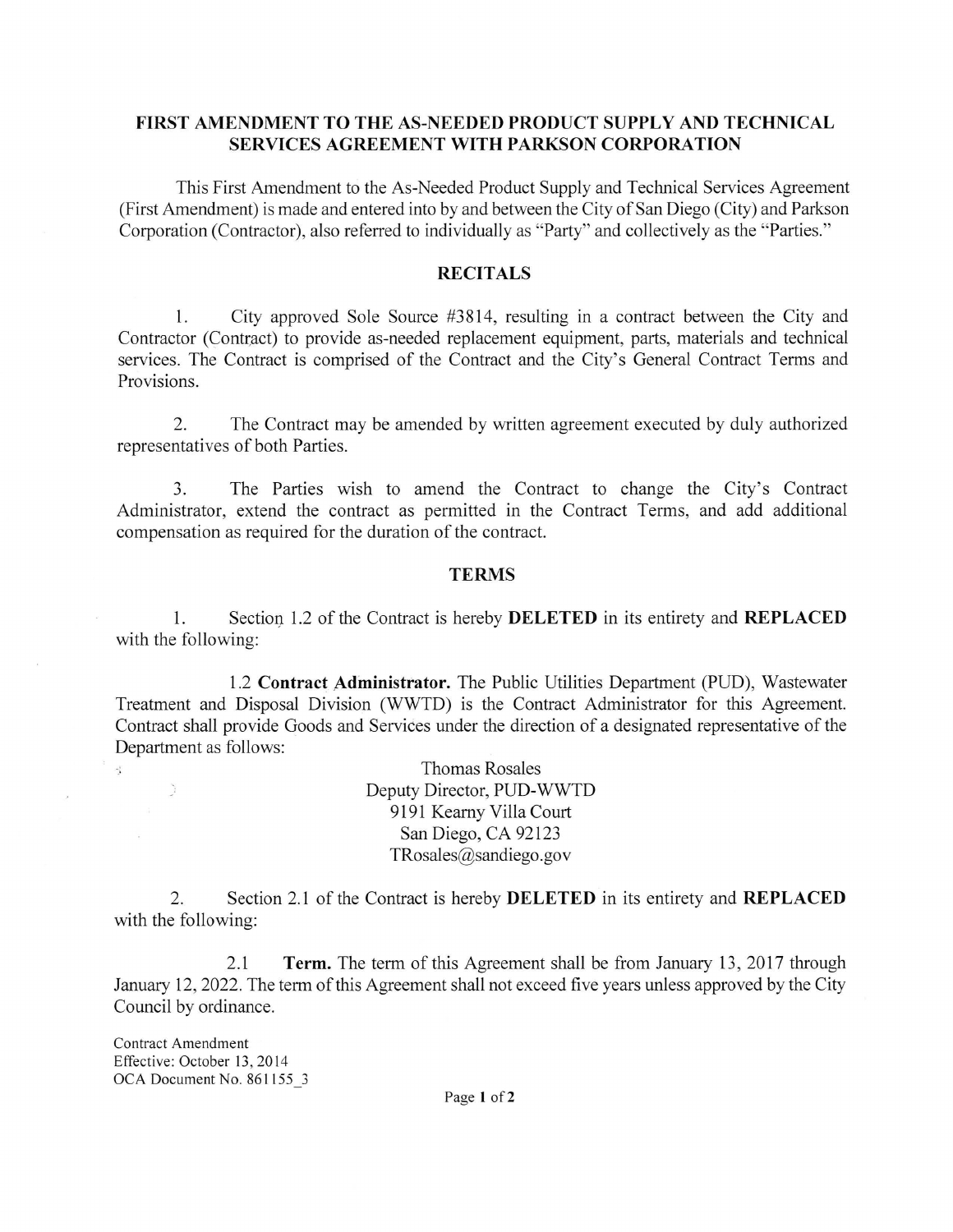## FIRST AMENDMENT TO THE AS-NEEDED PRODUCT SUPPLY AND TECHNICAL SERVICES AGREEMENT WITH PARKSON CORPORATION

This First Amendment to the As-Needed Product Supply and Technical Services Agreement (First Amendment) is made and entered into by and between the City of San Diego (City) and Parkson Corporation (Contractor), also referred to individually as "Party" and collectively as the "Parties."

## RECITALS

1. City approved Sole Source #3814, resulting in a contract between the City and Contractor (Contract) to provide as-needed replacement equipment, parts, materials and technical services. The Contract is comprised of the Contract and the City's General Contract Terms and Provisions.

2. The Contract may be amended by written agreement executed by duly authorized representatives of both Parties.

3. The Parties wish to amend the Contract to change the City's Contract Administrator, extend the contract as permitted in the Contract Terms, and add additional compensation as required for the duration of the contract.

## TERMS

1. Section 1.2 of the Contract is hereby **DELETED** in its entirety and **REPLACED** with the following:

   1.2 **Contract Administrator.** The Public Utilities Department (PUD), Wastewater Treatment and Disposal Division (WWTD) is the Contract Administrator for this Agreement. Contract shall provide Goods and Services under the direction of a designated representative of the Department as follows:

   Thomas Rosales
   Deputy Director, PUD-WWTD
   9191 Kearny Villa Court
   San Diego, CA 92123
   TRosales@sandiego.gov

2. Section 2.1 of the Contract is hereby **DELETED** in its entirety and **REPLACED** with the following:

   2.1 **Term.** The term of this Agreement shall be from January 13, 2017 through January 12, 2022. The term of this Agreement shall not exceed five years unless approved by the City Council by ordinance.

Contract Amendment
Effective: October 13, 2014
OCA Document No. 861155_3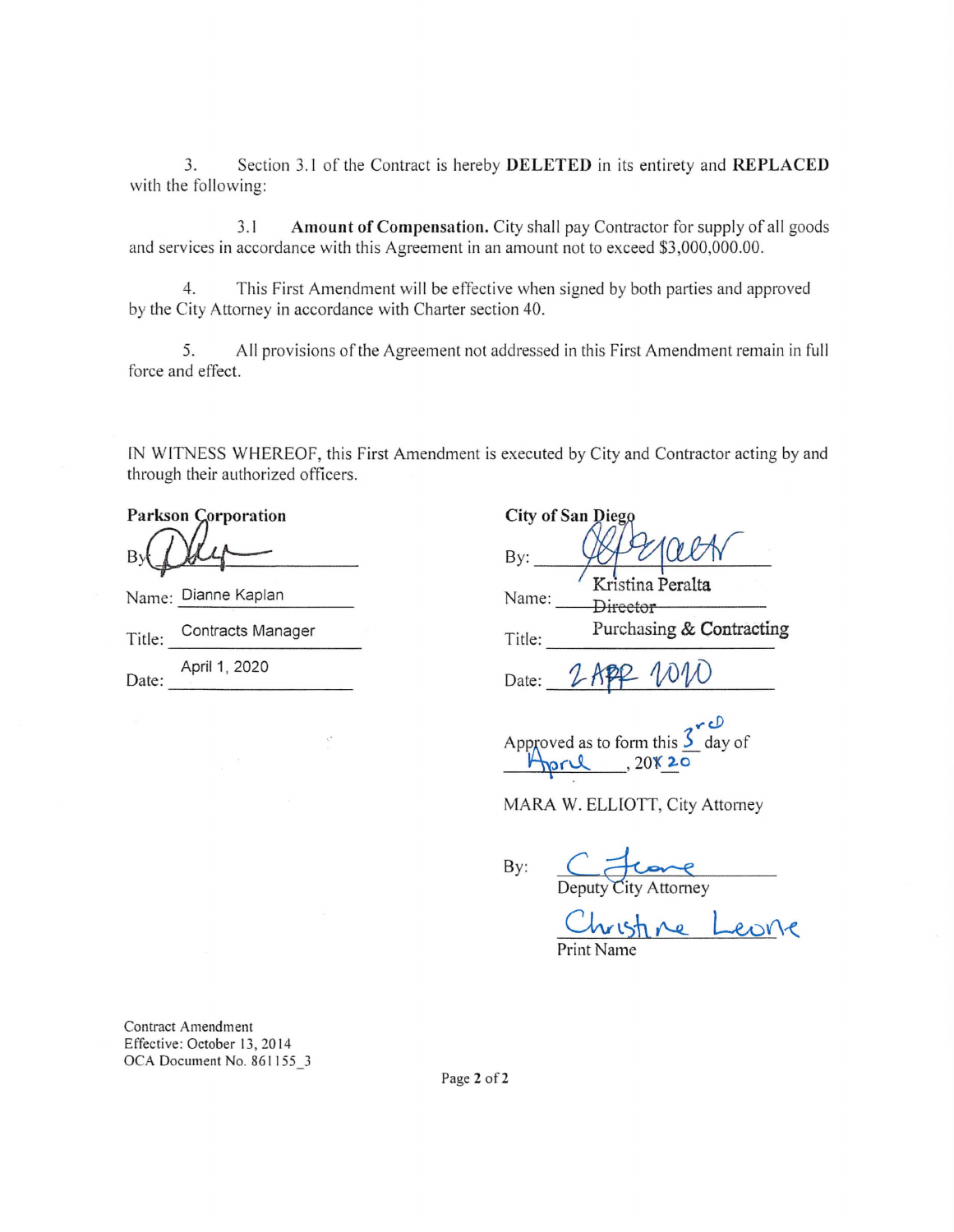3. Section 3.1 of the Contract is hereby **DELETED** in its entirety and **REPLACED** with the following:

3.1 **Amount of Compensation.** City shall pay Contractor for supply of all goods and services in accordance with this Agreement in an amount not to exceed $3,000,000.00.

4. This First Amendment will be effective when signed by both parties and approved by the City Attorney in accordance with Charter section 40.

5. All provisions of the Agreement not addressed in this First Amendment remain in full force and effect.

IN WITNESS WHEREOF, this First Amendment is executed by City and Contractor acting by and through their authorized officers.

**Parkson Corporation**

By: [signature]

Name: Dianne Kaplan

Title: Contracts Manager

Date: April 1, 2020

**City of San Diego**

By: [signature]

Name: Kristina Peralta ~~Director~~

Title: Purchasing & Contracting

Date: 2 APR 2020

Approved as to form this 3rd day of April, 2020

MARA W. ELLIOTT, City Attorney

By: [signature]
Deputy City Attorney

Christine Leone
Print Name

Contract Amendment
Effective: October 13, 2014
OCA Document No. 861155_3